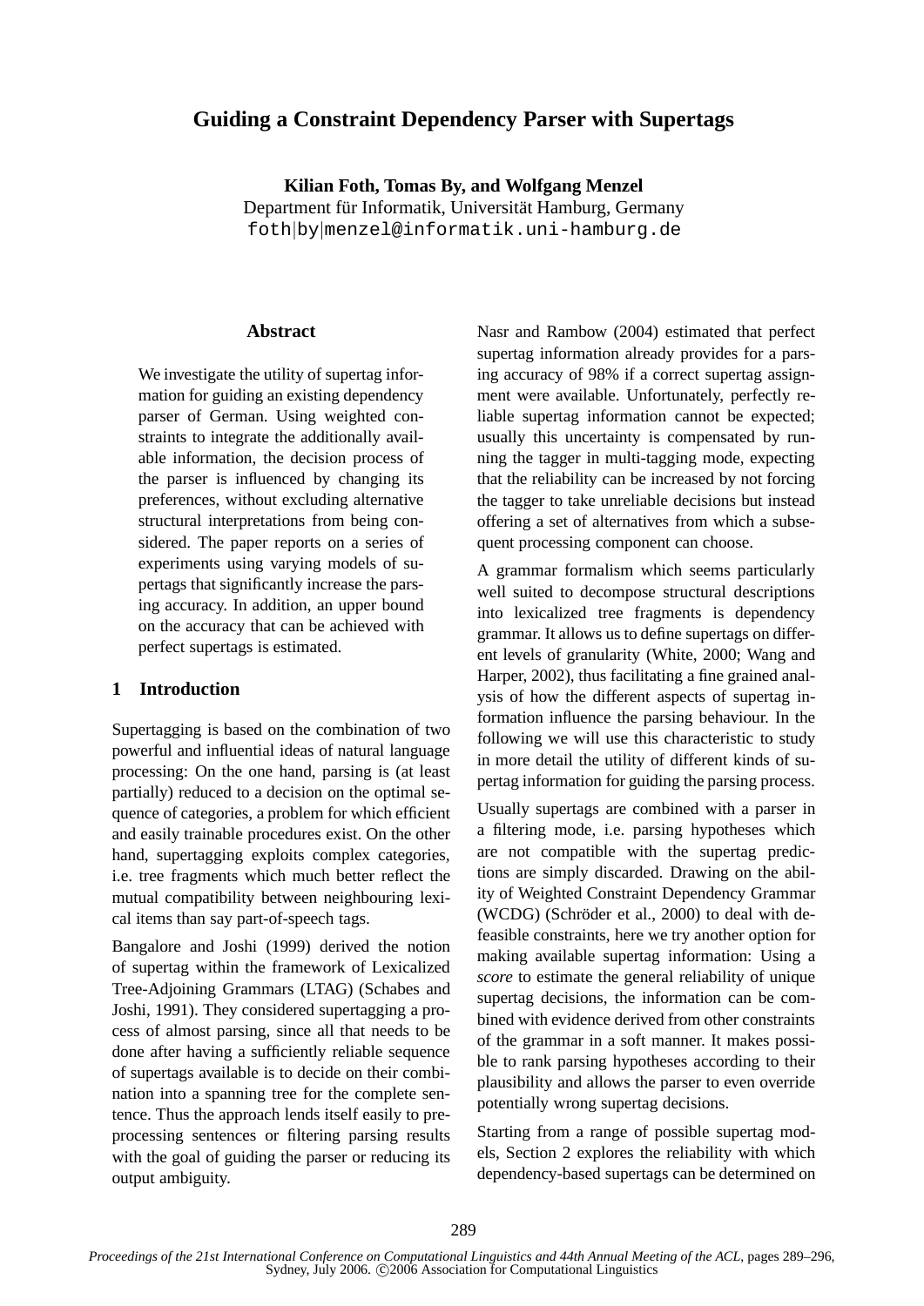# Guiding a Constraint Dependency Parser with Supertags

**Kilian Foth, Tomas By, and Wolfgang Menzel**
Department für Informatik, Universität Hamburg, Germany
foth|by|menzel@informatik.uni-hamburg.de

## Abstract

We investigate the utility of supertag information for guiding an existing dependency parser of German. Using weighted constraints to integrate the additionally available information, the decision process of the parser is influenced by changing its preferences, without excluding alternative structural interpretations from being considered. The paper reports on a series of experiments using varying models of supertags that significantly increase the parsing accuracy. In addition, an upper bound on the accuracy that can be achieved with perfect supertags is estimated.

## 1 Introduction

Supertagging is based on the combination of two powerful and influential ideas of natural language processing: On the one hand, parsing is (at least partially) reduced to a decision on the optimal sequence of categories, a problem for which efficient and easily trainable procedures exist. On the other hand, supertagging exploits complex categories, i.e. tree fragments which much better reflect the mutual compatibility between neighbouring lexical items than say part-of-speech tags.

Bangalore and Joshi (1999) derived the notion of supertag within the framework of Lexicalized Tree-Adjoining Grammars (LTAG) (Schabes and Joshi, 1991). They considered supertagging a process of almost parsing, since all that needs to be done after having a sufficiently reliable sequence of supertags available is to decide on their combination into a spanning tree for the complete sentence. Thus the approach lends itself easily to preprocessing sentences or filtering parsing results with the goal of guiding the parser or reducing its output ambiguity.

Nasr and Rambow (2004) estimated that perfect supertag information already provides for a parsing accuracy of 98% if a correct supertag assignment were available. Unfortunately, perfectly reliable supertag information cannot be expected; usually this uncertainty is compensated by running the tagger in multi-tagging mode, expecting that the reliability can be increased by not forcing the tagger to take unreliable decisions but instead offering a set of alternatives from which a subsequent processing component can choose.

A grammar formalism which seems particularly well suited to decompose structural descriptions into lexicalized tree fragments is dependency grammar. It allows us to define supertags on different levels of granularity (White, 2000; Wang and Harper, 2002), thus facilitating a fine grained analysis of how the different aspects of supertag information influence the parsing behaviour. In the following we will use this characteristic to study in more detail the utility of different kinds of supertag information for guiding the parsing process.

Usually supertags are combined with a parser in a filtering mode, i.e. parsing hypotheses which are not compatible with the supertag predictions are simply discarded. Drawing on the ability of Weighted Constraint Dependency Grammar (WCDG) (Schröder et al., 2000) to deal with defeasible constraints, here we try another option for making available supertag information: Using a *score* to estimate the general reliability of unique supertag decisions, the information can be combined with evidence derived from other constraints of the grammar in a soft manner. It makes possible to rank parsing hypotheses according to their plausibility and allows the parser to even override potentially wrong supertag decisions.

Starting from a range of possible supertag models, Section 2 explores the reliability with which dependency-based supertags can be determined on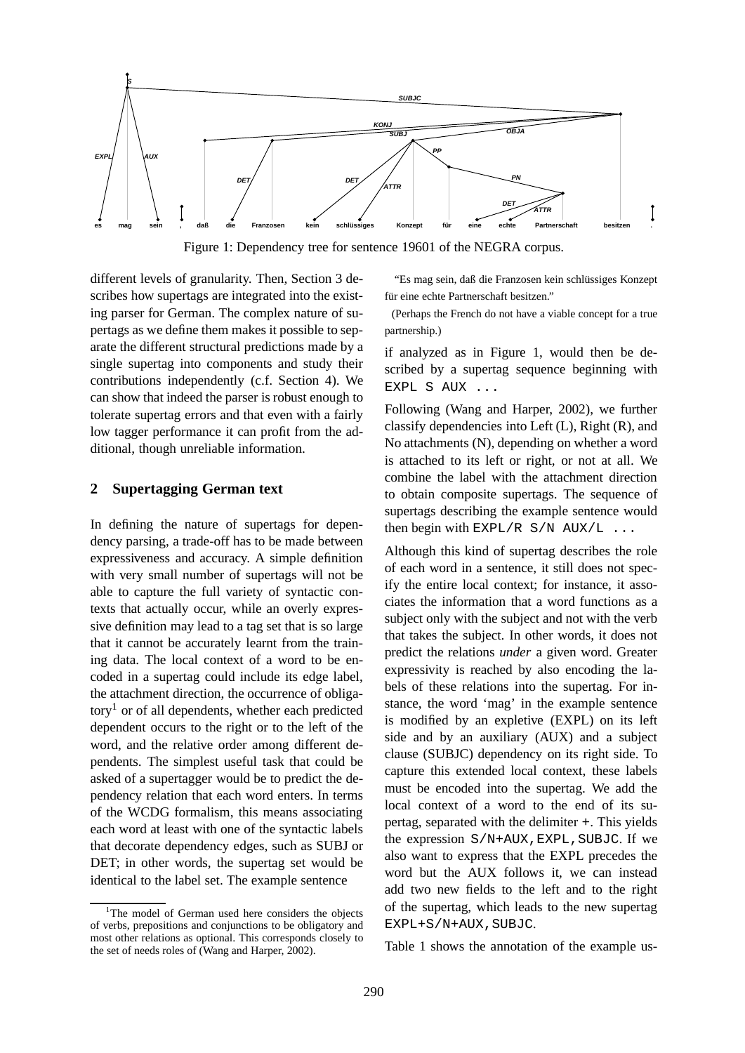Figure 1: Dependency tree for sentence 19601 of the NEGRA corpus.

different levels of granularity. Then, Section 3 describes how supertags are integrated into the existing parser for German. The complex nature of supertags as we define them makes it possible to separate the different structural predictions made by a single supertag into components and study their contributions independently (c.f. Section 4). We can show that indeed the parser is robust enough to tolerate supertag errors and that even with a fairly low tagger performance it can profit from the additional, though unreliable information.

## 2 Supertagging German text

In defining the nature of supertags for dependency parsing, a trade-off has to be made between expressiveness and accuracy. A simple definition with very small number of supertags will not be able to capture the full variety of syntactic contexts that actually occur, while an overly expressive definition may lead to a tag set that is so large that it cannot be accurately learnt from the training data. The local context of a word to be encoded in a supertag could include its edge label, the attachment direction, the occurrence of obligatory[1] or of all dependents, whether each predicted dependent occurs to the right or to the left of the word, and the relative order among different dependents. The simplest useful task that could be asked of a supertagger would be to predict the dependency relation that each word enters. In terms of the WCDG formalism, this means associating each word at least with one of the syntactic labels that decorate dependency edges, such as SUBJ or DET; in other words, the supertag set would be identical to the label set. The example sentence

[1]The model of German used here considers the objects of verbs, prepositions and conjunctions to be obligatory and most other relations as optional. This corresponds closely to the set of needs roles of (Wang and Harper, 2002).

"Es mag sein, daß die Franzosen kein schlüssiges Konzept für eine echte Partnerschaft besitzen."

(Perhaps the French do not have a viable concept for a true partnership.)

if analyzed as in Figure 1, would then be described by a supertag sequence beginning with `EXPL S AUX ...`

Following (Wang and Harper, 2002), we further classify dependencies into Left (L), Right (R), and No attachments (N), depending on whether a word is attached to its left or right, or not at all. We combine the label with the attachment direction to obtain composite supertags. The sequence of supertags describing the example sentence would then begin with `EXPL/R S/N AUX/L ...`

Although this kind of supertag describes the role of each word in a sentence, it still does not specify the entire local context; for instance, it associates the information that a word functions as a subject only with the subject and not with the verb that takes the subject. In other words, it does not predict the relations *under* a given word. Greater expressivity is reached by also encoding the labels of these relations into the supertag. For instance, the word 'mag' in the example sentence is modified by an expletive (EXPL) on its left side and by an auxiliary (AUX) and a subject clause (SUBJC) dependency on its right side. To capture this extended local context, these labels must be encoded into the supertag. We add the local context of a word to the end of its supertag, separated with the delimiter `+`. This yields the expression `S/N+AUX,EXPL,SUBJC`. If we also want to express that the EXPL precedes the word but the AUX follows it, we can instead add two new fields to the left and to the right of the supertag, which leads to the new supertag `EXPL+S/N+AUX,SUBJC`.

Table 1 shows the annotation of the example us-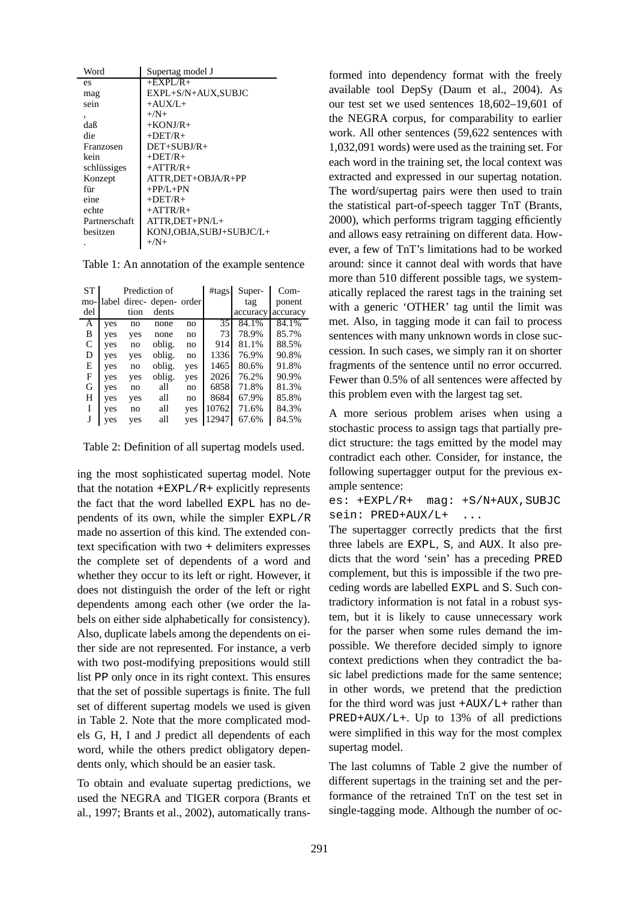| Word | Supertag model J |
|---|---|
| es | +EXPL/R+ |
| mag | EXPL+S/N+AUX,SUBJC |
| sein | +AUX/L+ |
| , | +/N+ |
| daß | +KONJ/R+ |
| die | +DET/R+ |
| Franzosen | DET+SUBJ/R+ |
| kein | +DET/R+ |
| schlüssiges | +ATTR/R+ |
| Konzept | ATTR,DET+OBJA/R+PP |
| für | +PP/L+PN |
| eine | +DET/R+ |
| echte | +ATTR/R+ |
| Partnerschaft | ATTR,DET+PN/L+ |
| besitzen | KONJ,OBJA,SUBJ+SUBJC/L+ |
| . | +/N+ |

Table 1: An annotation of the example sentence

| ST model | Prediction of | | | | #tags | Supertag accuracy | Component accuracy |
|---|---|---|---|---|---|---|---|
| | label | direction | dependents | order | | | |
| A | yes | no | none | no | 35 | 84.1% | 84.1% |
| B | yes | yes | none | no | 73 | 78.9% | 85.7% |
| C | yes | no | oblig. | no | 914 | 81.1% | 88.5% |
| D | yes | yes | oblig. | no | 1336 | 76.9% | 90.8% |
| E | yes | no | oblig. | yes | 1465 | 80.6% | 91.8% |
| F | yes | yes | oblig. | yes | 2026 | 76.2% | 90.9% |
| G | yes | no | all | no | 6858 | 71.8% | 81.3% |
| H | yes | yes | all | no | 8684 | 67.9% | 85.8% |
| I | yes | no | all | yes | 10762 | 71.6% | 84.3% |
| J | yes | yes | all | yes | 12947 | 67.6% | 84.5% |

Table 2: Definition of all supertag models used.

ing the most sophisticated supertag model. Note that the notation `+EXPL/R+` explicitly represents the fact that the word labelled `EXPL` has no dependents of its own, while the simpler `EXPL/R` made no assertion of this kind. The extended context specification with two `+` delimiters expresses the complete set of dependents of a word and whether they occur to its left or right. However, it does not distinguish the order of the left or right dependents among each other (we order the labels on either side alphabetically for consistency). Also, duplicate labels among the dependents on either side are not represented. For instance, a verb with two post-modifying prepositions would still list `PP` only once in its right context. This ensures that the set of possible supertags is finite. The full set of different supertag models we used is given in Table 2. Note that the more complicated models G, H, I and J predict all dependents of each word, while the others predict obligatory dependents only, which should be an easier task.

To obtain and evaluate supertag predictions, we used the NEGRA and TIGER corpora (Brants et al., 1997; Brants et al., 2002), automatically transformed into dependency format with the freely available tool DepSy (Daum et al., 2004). As our test set we used sentences 18,602–19,601 of the NEGRA corpus, for comparability to earlier work. All other sentences (59,622 sentences with 1,032,091 words) were used as the training set. For each word in the training set, the local context was extracted and expressed in our supertag notation. The word/supertag pairs were then used to train the statistical part-of-speech tagger TnT (Brants, 2000), which performs trigram tagging efficiently and allows easy retraining on different data. However, a few of TnT's limitations had to be worked around: since it cannot deal with words that have more than 510 different possible tags, we systematically replaced the rarest tags in the training set with a generic 'OTHER' tag until the limit was met. Also, in tagging mode it can fail to process sentences with many unknown words in close succession. In such cases, we simply ran it on shorter fragments of the sentence until no error occurred. Fewer than 0.5% of all sentences were affected by this problem even with the largest tag set.

A more serious problem arises when using a stochastic process to assign tags that partially predict structure: the tags emitted by the model may contradict each other. Consider, for instance, the following supertagger output for the previous example sentence:

```
es: +EXPL/R+  mag: +S/N+AUX,SUBJC
sein: PRED+AUX/L+  ...
```

The supertagger correctly predicts that the first three labels are `EXPL`, `S`, and `AUX`. It also predicts that the word 'sein' has a preceding `PRED` complement, but this is impossible if the two preceding words are labelled `EXPL` and `S`. Such contradictory information is not fatal in a robust system, but it is likely to cause unnecessary work for the parser when some rules demand the impossible. We therefore decided simply to ignore context predictions when they contradict the basic label predictions made for the same sentence; in other words, we pretend that the prediction for the third word was just `+AUX/L+` rather than `PRED+AUX/L+`. Up to 13% of all predictions were simplified in this way for the most complex supertag model.

The last columns of Table 2 give the number of different supertags in the training set and the performance of the retrained TnT on the test set in single-tagging mode. Although the number of oc-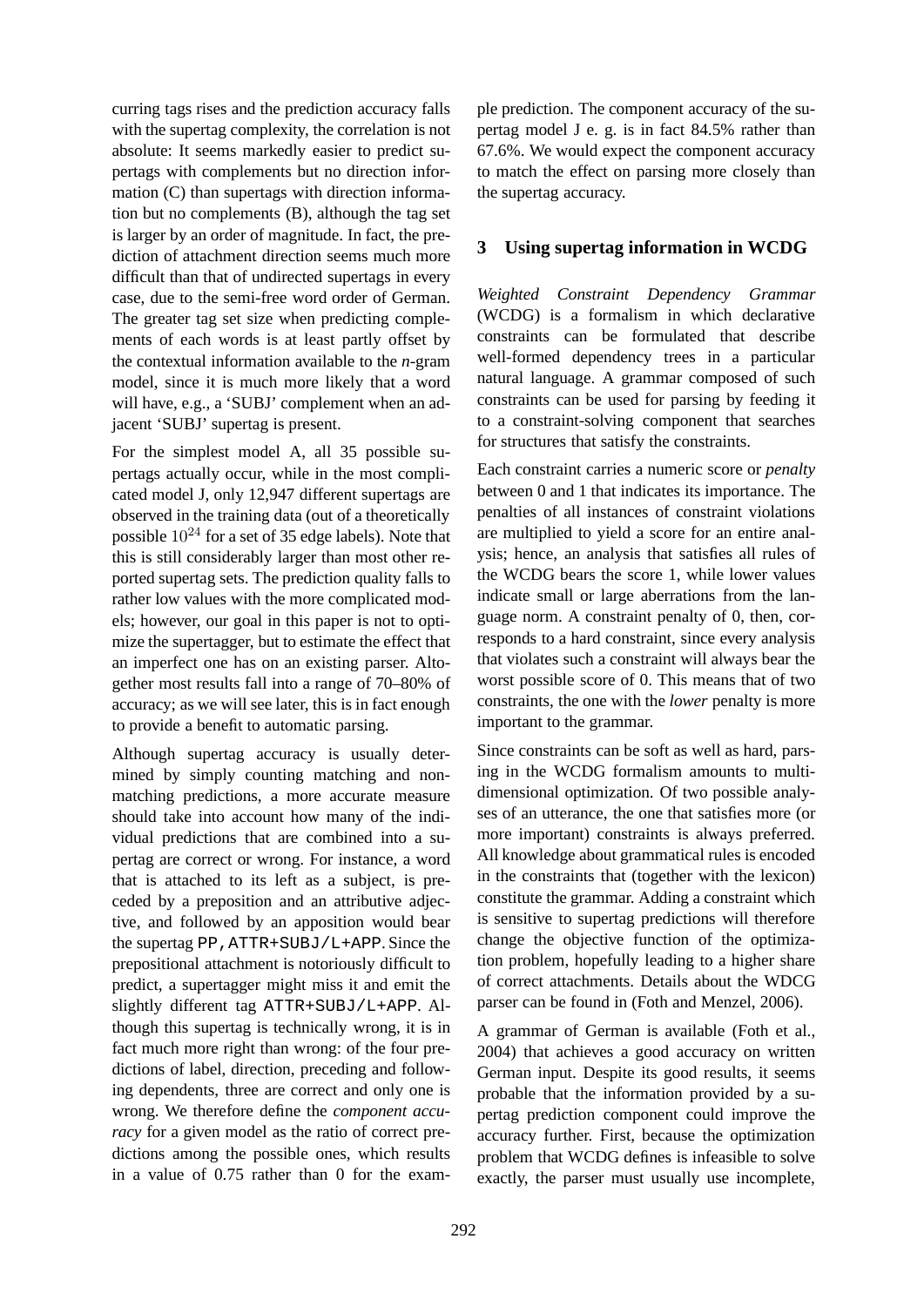curring tags rises and the prediction accuracy falls with the supertag complexity, the correlation is not absolute: It seems markedly easier to predict supertags with complements but no direction information (C) than supertags with direction information but no complements (B), although the tag set is larger by an order of magnitude. In fact, the prediction of attachment direction seems much more difficult than that of undirected supertags in every case, due to the semi-free word order of German. The greater tag set size when predicting complements of each words is at least partly offset by the contextual information available to the *n*-gram model, since it is much more likely that a word will have, e.g., a 'SUBJ' complement when an adjacent 'SUBJ' supertag is present.

For the simplest model A, all 35 possible supertags actually occur, while in the most complicated model J, only 12,947 different supertags are observed in the training data (out of a theoretically possible $10^{24}$ for a set of 35 edge labels). Note that this is still considerably larger than most other reported supertag sets. The prediction quality falls to rather low values with the more complicated models; however, our goal in this paper is not to optimize the supertagger, but to estimate the effect that an imperfect one has on an existing parser. Altogether most results fall into a range of 70–80% of accuracy; as we will see later, this is in fact enough to provide a benefit to automatic parsing.

Although supertag accuracy is usually determined by simply counting matching and non-matching predictions, a more accurate measure should take into account how many of the individual predictions that are combined into a supertag are correct or wrong. For instance, a word that is attached to its left as a subject, is preceded by a preposition and an attributive adjective, and followed by an apposition would bear the supertag `PP,ATTR+SUBJ/L+APP`. Since the prepositional attachment is notoriously difficult to predict, a supertagger might miss it and emit the slightly different tag `ATTR+SUBJ/L+APP`. Although this supertag is technically wrong, it is in fact much more right than wrong: of the four predictions of label, direction, preceding and following dependents, three are correct and only one is wrong. We therefore define the *component accuracy* for a given model as the ratio of correct predictions among the possible ones, which results in a value of 0.75 rather than 0 for the example prediction. The component accuracy of the supertag model J e. g. is in fact 84.5% rather than 67.6%. We would expect the component accuracy to match the effect on parsing more closely than the supertag accuracy.

## 3 Using supertag information in WCDG

*Weighted Constraint Dependency Grammar* (WCDG) is a formalism in which declarative constraints can be formulated that describe well-formed dependency trees in a particular natural language. A grammar composed of such constraints can be used for parsing by feeding it to a constraint-solving component that searches for structures that satisfy the constraints.

Each constraint carries a numeric score or *penalty* between 0 and 1 that indicates its importance. The penalties of all instances of constraint violations are multiplied to yield a score for an entire analysis; hence, an analysis that satisfies all rules of the WCDG bears the score 1, while lower values indicate small or large aberrations from the language norm. A constraint penalty of 0, then, corresponds to a hard constraint, since every analysis that violates such a constraint will always bear the worst possible score of 0. This means that of two constraints, the one with the *lower* penalty is more important to the grammar.

Since constraints can be soft as well as hard, parsing in the WCDG formalism amounts to multi-dimensional optimization. Of two possible analyses of an utterance, the one that satisfies more (or more important) constraints is always preferred. All knowledge about grammatical rules is encoded in the constraints that (together with the lexicon) constitute the grammar. Adding a constraint which is sensitive to supertag predictions will therefore change the objective function of the optimization problem, hopefully leading to a higher share of correct attachments. Details about the WDCG parser can be found in (Foth and Menzel, 2006).

A grammar of German is available (Foth et al., 2004) that achieves a good accuracy on written German input. Despite its good results, it seems probable that the information provided by a supertag prediction component could improve the accuracy further. First, because the optimization problem that WCDG defines is infeasible to solve exactly, the parser must usually use incomplete,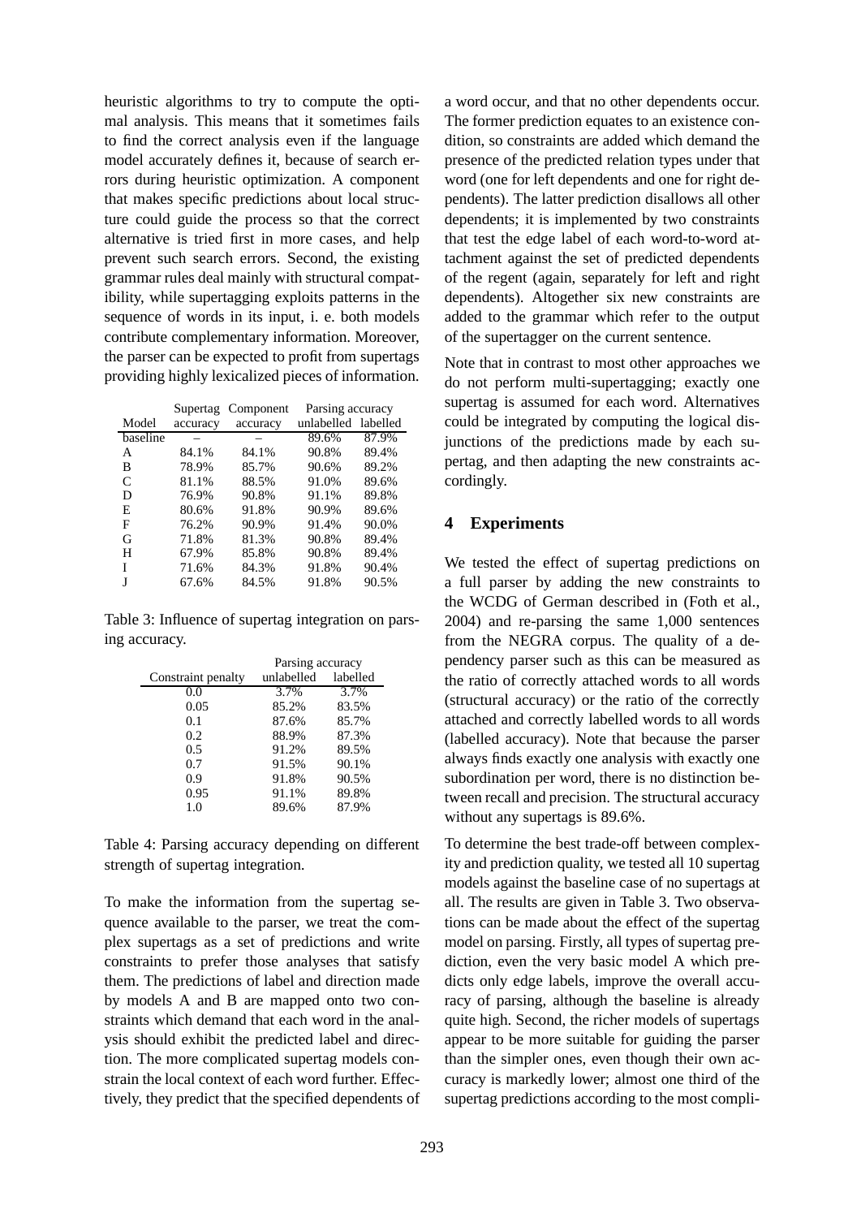heuristic algorithms to try to compute the optimal analysis. This means that it sometimes fails to find the correct analysis even if the language model accurately defines it, because of search errors during heuristic optimization. A component that makes specific predictions about local structure could guide the process so that the correct alternative is tried first in more cases, and help prevent such search errors. Second, the existing grammar rules deal mainly with structural compatibility, while supertagging exploits patterns in the sequence of words in its input, i. e. both models contribute complementary information. Moreover, the parser can be expected to profit from supertags providing highly lexicalized pieces of information.

| Model | Supertag accuracy | Component accuracy | Parsing accuracy unlabelled | labelled |
|---|---|---|---|---|
| baseline | – | – | 89.6% | 87.9% |
| A | 84.1% | 84.1% | 90.8% | 89.4% |
| B | 78.9% | 85.7% | 90.6% | 89.2% |
| C | 81.1% | 88.5% | 91.0% | 89.6% |
| D | 76.9% | 90.8% | 91.1% | 89.8% |
| E | 80.6% | 91.8% | 90.9% | 89.6% |
| F | 76.2% | 90.9% | 91.4% | 90.0% |
| G | 71.8% | 81.3% | 90.8% | 89.4% |
| H | 67.9% | 85.8% | 90.8% | 89.4% |
| I | 71.6% | 84.3% | 91.8% | 90.4% |
| J | 67.6% | 84.5% | 91.8% | 90.5% |

Table 3: Influence of supertag integration on parsing accuracy.

| Constraint penalty | Parsing accuracy unlabelled | labelled |
|---|---|---|
| 0.0 | 3.7% | 3.7% |
| 0.05 | 85.2% | 83.5% |
| 0.1 | 87.6% | 85.7% |
| 0.2 | 88.9% | 87.3% |
| 0.5 | 91.2% | 89.5% |
| 0.7 | 91.5% | 90.1% |
| 0.9 | 91.8% | 90.5% |
| 0.95 | 91.1% | 89.8% |
| 1.0 | 89.6% | 87.9% |

Table 4: Parsing accuracy depending on different strength of supertag integration.

To make the information from the supertag sequence available to the parser, we treat the complex supertags as a set of predictions and write constraints to prefer those analyses that satisfy them. The predictions of label and direction made by models A and B are mapped onto two constraints which demand that each word in the analysis should exhibit the predicted label and direction. The more complicated supertag models constrain the local context of each word further. Effectively, they predict that the specified dependents of a word occur, and that no other dependents occur. The former prediction equates to an existence condition, so constraints are added which demand the presence of the predicted relation types under that word (one for left dependents and one for right dependents). The latter prediction disallows all other dependents; it is implemented by two constraints that test the edge label of each word-to-word attachment against the set of predicted dependents of the regent (again, separately for left and right dependents). Altogether six new constraints are added to the grammar which refer to the output of the supertagger on the current sentence.

Note that in contrast to most other approaches we do not perform multi-supertagging; exactly one supertag is assumed for each word. Alternatives could be integrated by computing the logical disjunctions of the predictions made by each supertag, and then adapting the new constraints accordingly.

## 4 Experiments

We tested the effect of supertag predictions on a full parser by adding the new constraints to the WCDG of German described in (Foth et al., 2004) and re-parsing the same 1,000 sentences from the NEGRA corpus. The quality of a dependency parser such as this can be measured as the ratio of correctly attached words to all words (structural accuracy) or the ratio of the correctly attached and correctly labelled words to all words (labelled accuracy). Note that because the parser always finds exactly one analysis with exactly one subordination per word, there is no distinction between recall and precision. The structural accuracy without any supertags is 89.6%.

To determine the best trade-off between complexity and prediction quality, we tested all 10 supertag models against the baseline case of no supertags at all. The results are given in Table 3. Two observations can be made about the effect of the supertag model on parsing. Firstly, all types of supertag prediction, even the very basic model A which predicts only edge labels, improve the overall accuracy of parsing, although the baseline is already quite high. Second, the richer models of supertags appear to be more suitable for guiding the parser than the simpler ones, even though their own accuracy is markedly lower; almost one third of the supertag predictions according to the most compli-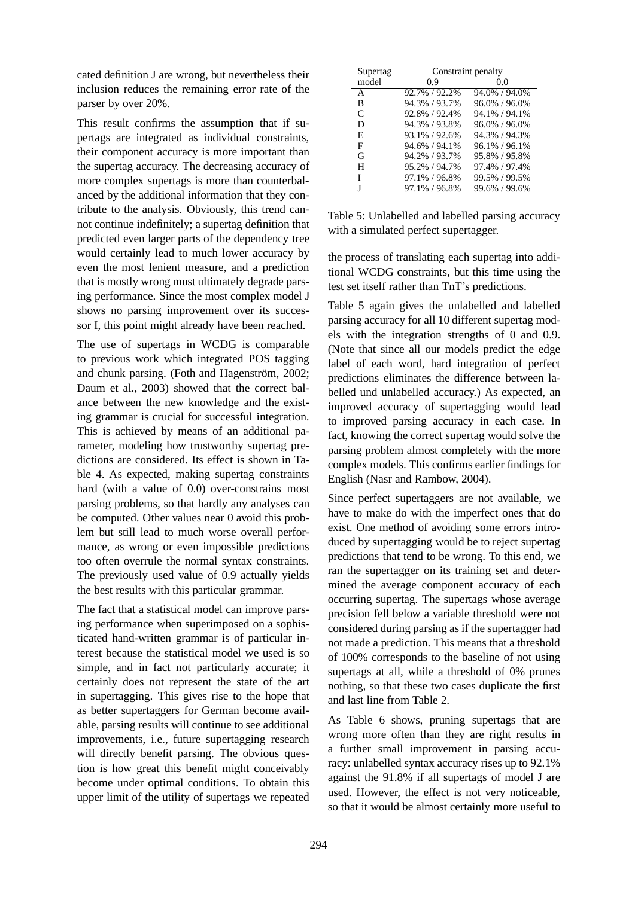cated definition J are wrong, but nevertheless their inclusion reduces the remaining error rate of the parser by over 20%.

This result confirms the assumption that if supertags are integrated as individual constraints, their component accuracy is more important than the supertag accuracy. The decreasing accuracy of more complex supertags is more than counterbalanced by the additional information that they contribute to the analysis. Obviously, this trend cannot continue indefinitely; a supertag definition that predicted even larger parts of the dependency tree would certainly lead to much lower accuracy by even the most lenient measure, and a prediction that is mostly wrong must ultimately degrade parsing performance. Since the most complex model J shows no parsing improvement over its successor I, this point might already have been reached.

The use of supertags in WCDG is comparable to previous work which integrated POS tagging and chunk parsing. (Foth and Hagenström, 2002; Daum et al., 2003) showed that the correct balance between the new knowledge and the existing grammar is crucial for successful integration. This is achieved by means of an additional parameter, modeling how trustworthy supertag predictions are considered. Its effect is shown in Table 4. As expected, making supertag constraints hard (with a value of 0.0) over-constrains most parsing problems, so that hardly any analyses can be computed. Other values near 0 avoid this problem but still lead to much worse overall performance, as wrong or even impossible predictions too often overrule the normal syntax constraints. The previously used value of 0.9 actually yields the best results with this particular grammar.

The fact that a statistical model can improve parsing performance when superimposed on a sophisticated hand-written grammar is of particular interest because the statistical model we used is so simple, and in fact not particularly accurate; it certainly does not represent the state of the art in supertagging. This gives rise to the hope that as better supertaggers for German become available, parsing results will continue to see additional improvements, i.e., future supertagging research will directly benefit parsing. The obvious question is how great this benefit might conceivably become under optimal conditions. To obtain this upper limit of the utility of supertags we repeated the process of translating each supertag into additional WCDG constraints, but this time using the test set itself rather than TnT's predictions.

| Supertag model | Constraint penalty 0.9 | 0.0 |
|---|---|---|
| A | 92.7% / 92.2% | 94.0% / 94.0% |
| B | 94.3% / 93.7% | 96.0% / 96.0% |
| C | 92.8% / 92.4% | 94.1% / 94.1% |
| D | 94.3% / 93.8% | 96.0% / 96.0% |
| E | 93.1% / 92.6% | 94.3% / 94.3% |
| F | 94.6% / 94.1% | 96.1% / 96.1% |
| G | 94.2% / 93.7% | 95.8% / 95.8% |
| H | 95.2% / 94.7% | 97.4% / 97.4% |
| I | 97.1% / 96.8% | 99.5% / 99.5% |
| J | 97.1% / 96.8% | 99.6% / 99.6% |

Table 5: Unlabelled and labelled parsing accuracy with a simulated perfect supertagger.

Table 5 again gives the unlabelled and labelled parsing accuracy for all 10 different supertag models with the integration strengths of 0 and 0.9. (Note that since all our models predict the edge label of each word, hard integration of perfect predictions eliminates the difference between labelled und unlabelled accuracy.) As expected, an improved accuracy of supertagging would lead to improved parsing accuracy in each case. In fact, knowing the correct supertag would solve the parsing problem almost completely with the more complex models. This confirms earlier findings for English (Nasr and Rambow, 2004).

Since perfect supertaggers are not available, we have to make do with the imperfect ones that do exist. One method of avoiding some errors introduced by supertagging would be to reject supertag predictions that tend to be wrong. To this end, we ran the supertagger on its training set and determined the average component accuracy of each occurring supertag. The supertags whose average precision fell below a variable threshold were not considered during parsing as if the supertagger had not made a prediction. This means that a threshold of 100% corresponds to the baseline of not using supertags at all, while a threshold of 0% prunes nothing, so that these two cases duplicate the first and last line from Table 2.

As Table 6 shows, pruning supertags that are wrong more often than they are right results in a further small improvement in parsing accuracy: unlabelled syntax accuracy rises up to 92.1% against the 91.8% if all supertags of model J are used. However, the effect is not very noticeable, so that it would be almost certainly more useful to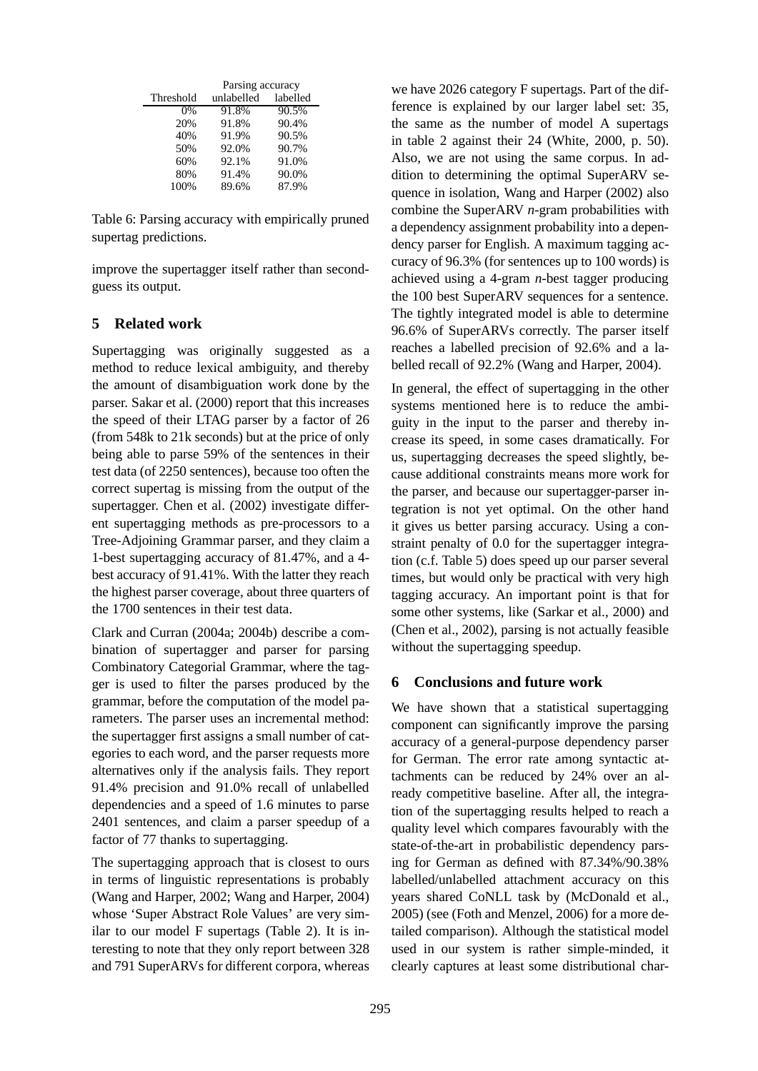| Threshold | Parsing accuracy unlabelled | labelled |
|---|---|---|
| 0% | 91.8% | 90.5% |
| 20% | 91.8% | 90.4% |
| 40% | 91.9% | 90.5% |
| 50% | 92.0% | 90.7% |
| 60% | 92.1% | 91.0% |
| 80% | 91.4% | 90.0% |
| 100% | 89.6% | 87.9% |

Table 6: Parsing accuracy with empirically pruned supertag predictions.

improve the supertagger itself rather than second-guess its output.

## 5 Related work

Supertagging was originally suggested as a method to reduce lexical ambiguity, and thereby the amount of disambiguation work done by the parser. Sakar et al. (2000) report that this increases the speed of their LTAG parser by a factor of 26 (from 548k to 21k seconds) but at the price of only being able to parse 59% of the sentences in their test data (of 2250 sentences), because too often the correct supertag is missing from the output of the supertagger. Chen et al. (2002) investigate different supertagging methods as pre-processors to a Tree-Adjoining Grammar parser, and they claim a 1-best supertagging accuracy of 81.47%, and a 4-best accuracy of 91.41%. With the latter they reach the highest parser coverage, about three quarters of the 1700 sentences in their test data.

Clark and Curran (2004a; 2004b) describe a combination of supertagger and parser for parsing Combinatory Categorial Grammar, where the tagger is used to filter the parses produced by the grammar, before the computation of the model parameters. The parser uses an incremental method: the supertagger first assigns a small number of categories to each word, and the parser requests more alternatives only if the analysis fails. They report 91.4% precision and 91.0% recall of unlabelled dependencies and a speed of 1.6 minutes to parse 2401 sentences, and claim a parser speedup of a factor of 77 thanks to supertagging.

The supertagging approach that is closest to ours in terms of linguistic representations is probably (Wang and Harper, 2002; Wang and Harper, 2004) whose 'Super Abstract Role Values' are very similar to our model F supertags (Table 2). It is interesting to note that they only report between 328 and 791 SuperARVs for different corpora, whereas we have 2026 category F supertags. Part of the difference is explained by our larger label set: 35, the same as the number of model A supertags in table 2 against their 24 (White, 2000, p. 50). Also, we are not using the same corpus. In addition to determining the optimal SuperARV sequence in isolation, Wang and Harper (2002) also combine the SuperARV *n*-gram probabilities with a dependency assignment probability into a dependency parser for English. A maximum tagging accuracy of 96.3% (for sentences up to 100 words) is achieved using a 4-gram *n*-best tagger producing the 100 best SuperARV sequences for a sentence. The tightly integrated model is able to determine 96.6% of SuperARVs correctly. The parser itself reaches a labelled precision of 92.6% and a labelled recall of 92.2% (Wang and Harper, 2004).

In general, the effect of supertagging in the other systems mentioned here is to reduce the ambiguity in the input to the parser and thereby increase its speed, in some cases dramatically. For us, supertagging decreases the speed slightly, because additional constraints means more work for the parser, and because our supertagger-parser integration is not yet optimal. On the other hand it gives us better parsing accuracy. Using a constraint penalty of 0.0 for the supertagger integration (c.f. Table 5) does speed up our parser several times, but would only be practical with very high tagging accuracy. An important point is that for some other systems, like (Sarkar et al., 2000) and (Chen et al., 2002), parsing is not actually feasible without the supertagging speedup.

## 6 Conclusions and future work

We have shown that a statistical supertagging component can significantly improve the parsing accuracy of a general-purpose dependency parser for German. The error rate among syntactic attachments can be reduced by 24% over an already competitive baseline. After all, the integration of the supertagging results helped to reach a quality level which compares favourably with the state-of-the-art in probabilistic dependency parsing for German as defined with 87.34%/90.38% labelled/unlabelled attachment accuracy on this years shared CoNLL task by (McDonald et al., 2005) (see (Foth and Menzel, 2006) for a more detailed comparison). Although the statistical model used in our system is rather simple-minded, it clearly captures at least some distributional char-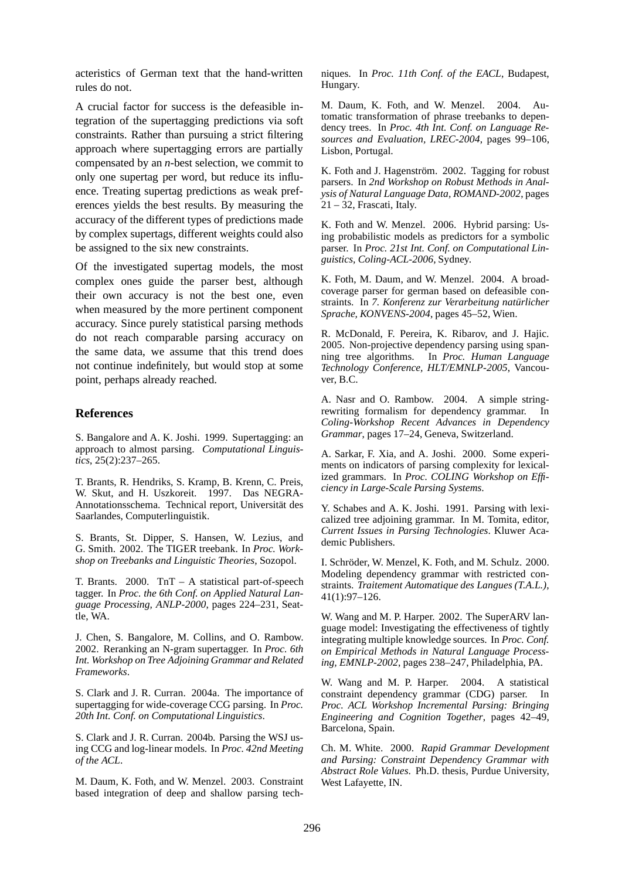acteristics of German text that the hand-written rules do not.

A crucial factor for success is the defeasible integration of the supertagging predictions via soft constraints. Rather than pursuing a strict filtering approach where supertagging errors are partially compensated by an *n*-best selection, we commit to only one supertag per word, but reduce its influence. Treating supertag predictions as weak preferences yields the best results. By measuring the accuracy of the different types of predictions made by complex supertags, different weights could also be assigned to the six new constraints.

Of the investigated supertag models, the most complex ones guide the parser best, although their own accuracy is not the best one, even when measured by the more pertinent component accuracy. Since purely statistical parsing methods do not reach comparable parsing accuracy on the same data, we assume that this trend does not continue indefinitely, but would stop at some point, perhaps already reached.

## References

S. Bangalore and A. K. Joshi. 1999. Supertagging: an approach to almost parsing. *Computational Linguistics*, 25(2):237–265.

T. Brants, R. Hendriks, S. Kramp, B. Krenn, C. Preis, W. Skut, and H. Uszkoreit. 1997. Das NEGRA-Annotationsschema. Technical report, Universität des Saarlandes, Computerlinguistik.

S. Brants, St. Dipper, S. Hansen, W. Lezius, and G. Smith. 2002. The TIGER treebank. In *Proc. Workshop on Treebanks and Linguistic Theories*, Sozopol.

T. Brants. 2000. TnT – A statistical part-of-speech tagger. In *Proc. the 6th Conf. on Applied Natural Language Processing, ANLP-2000*, pages 224–231, Seattle, WA.

J. Chen, S. Bangalore, M. Collins, and O. Rambow. 2002. Reranking an N-gram supertagger. In *Proc. 6th Int. Workshop on Tree Adjoining Grammar and Related Frameworks*.

S. Clark and J. R. Curran. 2004a. The importance of supertagging for wide-coverage CCG parsing. In *Proc. 20th Int. Conf. on Computational Linguistics*.

S. Clark and J. R. Curran. 2004b. Parsing the WSJ using CCG and log-linear models. In *Proc. 42nd Meeting of the ACL*.

M. Daum, K. Foth, and W. Menzel. 2003. Constraint based integration of deep and shallow parsing techniques. In *Proc. 11th Conf. of the EACL*, Budapest, Hungary.

M. Daum, K. Foth, and W. Menzel. 2004. Automatic transformation of phrase treebanks to dependency trees. In *Proc. 4th Int. Conf. on Language Resources and Evaluation, LREC-2004*, pages 99–106, Lisbon, Portugal.

K. Foth and J. Hagenström. 2002. Tagging for robust parsers. In *2nd Workshop on Robust Methods in Analysis of Natural Language Data, ROMAND-2002*, pages 21 – 32, Frascati, Italy.

K. Foth and W. Menzel. 2006. Hybrid parsing: Using probabilistic models as predictors for a symbolic parser. In *Proc. 21st Int. Conf. on Computational Linguistics, Coling-ACL-2006*, Sydney.

K. Foth, M. Daum, and W. Menzel. 2004. A broad-coverage parser for german based on defeasible constraints. In *7. Konferenz zur Verarbeitung natürlicher Sprache, KONVENS-2004*, pages 45–52, Wien.

R. McDonald, F. Pereira, K. Ribarov, and J. Hajic. 2005. Non-projective dependency parsing using spanning tree algorithms. In *Proc. Human Language Technology Conference, HLT/EMNLP-2005*, Vancouver, B.C.

A. Nasr and O. Rambow. 2004. A simple string-rewriting formalism for dependency grammar. In *Coling-Workshop Recent Advances in Dependency Grammar*, pages 17–24, Geneva, Switzerland.

A. Sarkar, F. Xia, and A. Joshi. 2000. Some experiments on indicators of parsing complexity for lexicalized grammars. In *Proc. COLING Workshop on Efficiency in Large-Scale Parsing Systems*.

Y. Schabes and A. K. Joshi. 1991. Parsing with lexicalized tree adjoining grammar. In M. Tomita, editor, *Current Issues in Parsing Technologies*. Kluwer Academic Publishers.

I. Schröder, W. Menzel, K. Foth, and M. Schulz. 2000. Modeling dependency grammar with restricted constraints. *Traitement Automatique des Langues (T.A.L.)*, 41(1):97–126.

W. Wang and M. P. Harper. 2002. The SuperARV language model: Investigating the effectiveness of tightly integrating multiple knowledge sources. In *Proc. Conf. on Empirical Methods in Natural Language Processing, EMNLP-2002*, pages 238–247, Philadelphia, PA.

W. Wang and M. P. Harper. 2004. A statistical constraint dependency grammar (CDG) parser. In *Proc. ACL Workshop Incremental Parsing: Bringing Engineering and Cognition Together*, pages 42–49, Barcelona, Spain.

Ch. M. White. 2000. *Rapid Grammar Development and Parsing: Constraint Dependency Grammar with Abstract Role Values*. Ph.D. thesis, Purdue University, West Lafayette, IN.